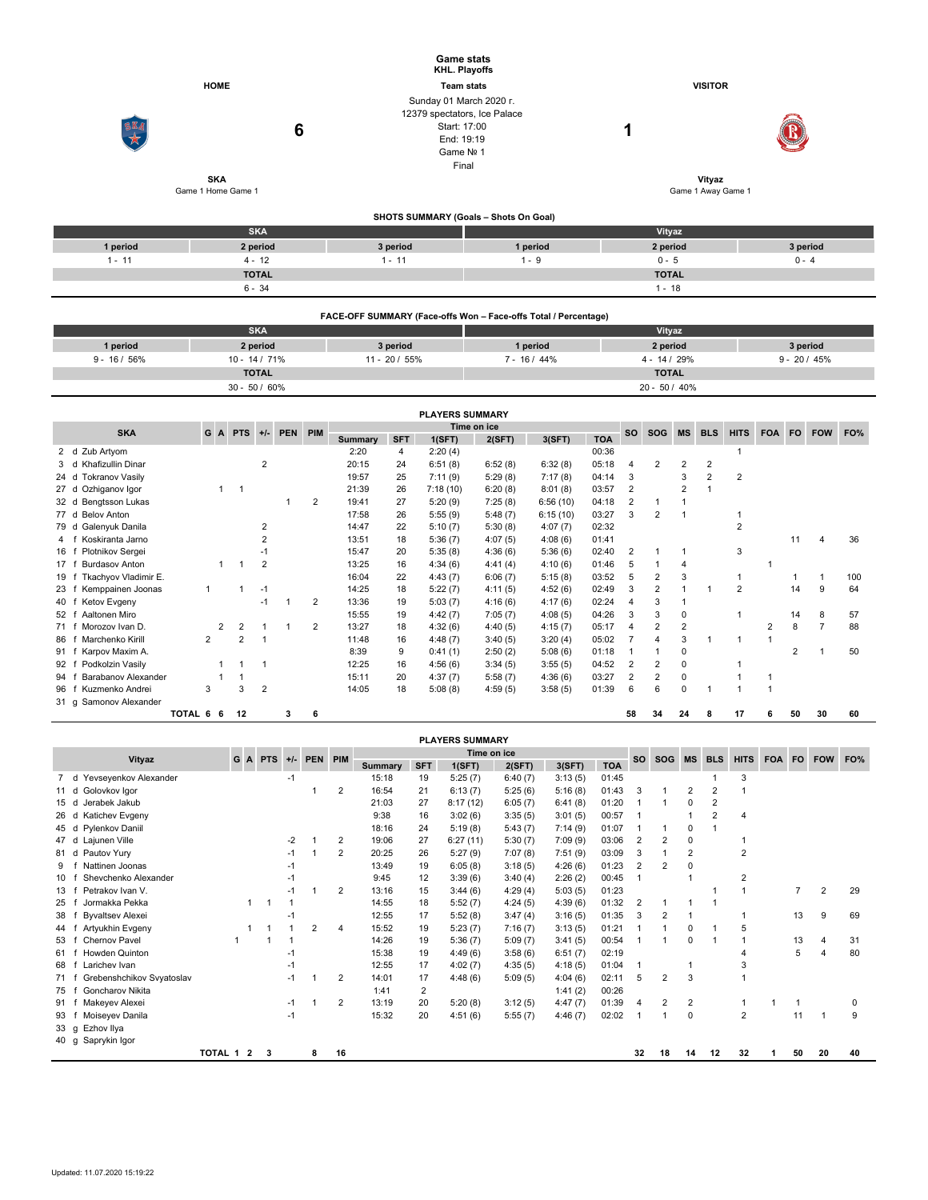# Game stats

**KHL. Playoffs**

**Team stats**

| HOME | | | VISITOR |
|---|---|---|---|
| **SKA** | **6** | Sunday 01 March 2020 г.<br>12379 spectators, Ice Palace<br>Start: 17:00<br>End: 19:19<br>Game № 1<br>Final | **1** **Vityaz** |
| Game 1 Home Game 1 | | | Game 1 Away Game 1 |

## SHOTS SUMMARY (Goals – Shots On Goal)

| SKA | | | Vityaz | | |
|---|---|---|---|---|---|
| 1 period | 2 period | 3 period | 1 period | 2 period | 3 period |
| 1 - 11 | 4 - 12 | 1 - 11 | 1 - 9 | 0 - 5 | 0 - 4 |
| TOTAL | | | TOTAL | | |
| 6 - 34 | | | 1 - 18 | | |

## FACE-OFF SUMMARY (Face-offs Won – Face-offs Total / Percentage)

| SKA | | | Vityaz | | |
|---|---|---|---|---|---|
| 1 period | 2 period | 3 period | 1 period | 2 period | 3 period |
| 9 - 16 / 56% | 10 - 14 / 71% | 11 - 20 / 55% | 7 - 16 / 44% | 4 - 14 / 29% | 9 - 20 / 45% |
| TOTAL | | | TOTAL | | |
| 30 - 50 / 60% | | | 20 - 50 / 40% | | |

## PLAYERS SUMMARY

| SKA | G | A | PTS | +/- | PEN | PIM | Time on ice | | | | | | SO | SOG | MS | BLS | HITS | FOA | FO | FOW | FO% |
|---|---|---|---|---|---|---|---|---|---|---|---|---|---|---|---|---|---|---|---|---|---|
| | | | | | | | Summary | SFT | 1(SFT) | 2(SFT) | 3(SFT) | TOA | | | | | | | | | |
| 2 d Zub Artyom | | | | | | | 2:20 | 4 | 2:20 (4) | | | 00:36 | | | | | 1 | | | | |
| 3 d Khafizullin Dinar | | | | 2 | | | 20:15 | 24 | 6:51 (8) | 6:52 (8) | 6:32 (8) | 05:18 | 4 | 2 | 2 | 2 | | | | | |
| 24 d Tokranov Vasily | | | | | | | 19:57 | 25 | 7:11 (9) | 5:29 (8) | 7:17 (8) | 04:14 | 3 | | 3 | 2 | 2 | | | | |
| 27 d Ozhiganov Igor | | 1 | 1 | | | | 21:39 | 26 | 7:18 (10) | 6:20 (8) | 8:01 (8) | 03:57 | 2 | | 2 | 1 | | | | | |
| 32 d Bengtsson Lukas | | | | | 1 | 2 | 19:41 | 27 | 5:20 (9) | 7:25 (8) | 6:56 (10) | 04:18 | 2 | 1 | 1 | | | | | | |
| 77 d Belov Anton | | | | | | | 17:58 | 26 | 5:55 (9) | 5:48 (7) | 6:15 (10) | 03:27 | 3 | 2 | 1 | | 1 | | | | |
| 79 d Galenyuk Danila | | | | 2 | | | 14:47 | 22 | 5:10 (7) | 5:30 (8) | 4:07 (7) | 02:32 | | | | | 2 | | | | |
| 4 f Koskiranta Jarno | | | | 2 | | | 13:51 | 18 | 5:36 (7) | 4:07 (5) | 4:08 (6) | 01:41 | | | | | | | 11 | 4 | 36 |
| 16 f Plotnikov Sergei | | | | -1 | | | 15:47 | 20 | 5:35 (8) | 4:36 (6) | 5:36 (6) | 02:40 | 2 | 1 | 1 | | 3 | | | | |
| 17 f Burdasov Anton | | 1 | 1 | 2 | | | 13:25 | 16 | 4:34 (6) | 4:41 (4) | 4:10 (6) | 01:46 | 5 | 1 | 4 | | | 1 | | | |
| 19 f Tkachyov Vladimir E. | | | | | | | 16:04 | 22 | 4:43 (7) | 6:06 (7) | 5:15 (8) | 03:52 | 5 | 2 | 3 | | 1 | | 1 | 1 | 100 |
| 23 f Kemppainen Joonas | 1 | | 1 | -1 | | | 14:25 | 18 | 5:22 (7) | 4:11 (5) | 4:52 (6) | 02:49 | 3 | 2 | 1 | 1 | 2 | | 14 | 9 | 64 |
| 40 f Ketov Evgeny | | | | -1 | 1 | 2 | 13:36 | 19 | 5:03 (7) | 4:16 (6) | 4:17 (6) | 02:24 | 4 | 3 | 1 | | | | | | |
| 52 f Aaltonen Miro | | | | | | | 15:55 | 19 | 4:42 (7) | 7:05 (7) | 4:08 (5) | 04:26 | 3 | 3 | 0 | | 1 | | 14 | 8 | 57 |
| 71 f Morozov Ivan D. | | 2 | 2 | 1 | 1 | 2 | 13:27 | 18 | 4:32 (6) | 4:40 (5) | 4:15 (7) | 05:17 | 4 | 2 | 2 | | | 2 | 8 | 7 | 88 |
| 86 f Marchenko Kirill | 2 | | 2 | 1 | | | 11:48 | 16 | 4:48 (7) | 3:40 (5) | 3:20 (4) | 05:02 | 7 | 4 | 3 | 1 | 1 | 1 | | | |
| 91 f Karpov Maxim A. | | | | | | | 8:39 | 9 | 0:41 (1) | 2:50 (2) | 5:08 (6) | 01:18 | 1 | 1 | 0 | | | | 2 | 1 | 50 |
| 92 f Podkolzin Vasily | | 1 | 1 | 1 | | | 12:25 | 16 | 4:56 (6) | 3:34 (5) | 3:55 (5) | 04:52 | 2 | 2 | 0 | | 1 | | | | |
| 94 f Barabanov Alexander | | 1 | 1 | | | | 15:11 | 20 | 4:37 (7) | 5:58 (7) | 4:36 (6) | 03:27 | 2 | 2 | 0 | | 1 | 1 | | | |
| 96 f Kuzmenko Andrei | 3 | | 3 | 2 | | | 14:05 | 18 | 5:08 (8) | 4:59 (5) | 3:58 (5) | 01:39 | 6 | 6 | 0 | 1 | 1 | 1 | | | |
| 31 g Samonov Alexander | | | | | | | | | | | | | | | | | | | | | |
| TOTAL | 6 | 6 | 12 | | 3 | 6 | | | | | | | 58 | 34 | 24 | 8 | 17 | 6 | 50 | 30 | 60 |

## PLAYERS SUMMARY

| Vityaz | G | A | PTS | +/- | PEN | PIM | Time on ice | | | | | | SO | SOG | MS | BLS | HITS | FOA | FO | FOW | FO% |
|---|---|---|---|---|---|---|---|---|---|---|---|---|---|---|---|---|---|---|---|---|---|
| | | | | | | | Summary | SFT | 1(SFT) | 2(SFT) | 3(SFT) | TOA | | | | | | | | | |
| 7 d Yevseyenkov Alexander | | | | -1 | | | 15:18 | 19 | 5:25 (7) | 6:40 (7) | 3:13 (5) | 01:45 | | | | 1 | 3 | | | | |
| 11 d Golovkov Igor | | | | | 1 | 2 | 16:54 | 21 | 6:13 (7) | 5:25 (6) | 5:16 (8) | 01:43 | 3 | 1 | 2 | 2 | 1 | | | | |
| 15 d Jerabek Jakub | | | | | | | 21:03 | 27 | 8:17 (12) | 6:05 (7) | 6:41 (8) | 01:20 | 1 | 1 | 0 | 2 | | | | | |
| 26 d Katichev Evgeny | | | | | | | 9:38 | 16 | 3:02 (6) | 3:35 (5) | 3:01 (5) | 00:57 | 1 | | 1 | 2 | 4 | | | | |
| 45 d Pylenkov Daniil | | | | | | | 18:16 | 24 | 5:19 (8) | 5:43 (7) | 7:14 (9) | 01:07 | 1 | 1 | 0 | 1 | | | | | |
| 47 d Lajunen Ville | | | | -2 | 1 | 2 | 19:06 | 27 | 6:27 (11) | 5:30 (7) | 7:09 (9) | 03:06 | 2 | 2 | 0 | | 1 | | | | |
| 81 d Pautov Yury | | | | -1 | 1 | 2 | 20:25 | 26 | 5:27 (9) | 7:07 (8) | 7:51 (9) | 03:09 | 3 | 1 | 2 | | 2 | | | | |
| 9 f Nattinen Joonas | | | | -1 | | | 13:49 | 19 | 6:05 (8) | 3:18 (5) | 4:26 (6) | 01:23 | 2 | 2 | 0 | | | | | | |
| 10 f Shevchenko Alexander | | | | -1 | | | 9:45 | 12 | 3:39 (6) | 3:40 (4) | 2:26 (2) | 00:45 | 1 | | 1 | | | | | | |
| 13 f Petrakov Ivan V. | | | | -1 | 1 | 2 | 13:16 | 15 | 3:44 (6) | 4:29 (4) | 5:03 (5) | 01:23 | | | | 1 | 1 | | 7 | 2 | 29 |
| 25 f Jormakka Pekka | | 1 | 1 | 1 | | | 14:55 | 18 | 5:52 (7) | 4:24 (5) | 4:39 (6) | 01:32 | 2 | 1 | 1 | 1 | | | | | |
| 38 f Byvaltsev Alexei | | | | -1 | | | 12:55 | 17 | 5:52 (8) | 3:47 (4) | 3:16 (5) | 01:35 | 3 | 2 | 1 | | 1 | | 13 | 9 | 69 |
| 44 f Artyukhin Evgeny | | 1 | 1 | 1 | 2 | 4 | 15:52 | 19 | 5:23 (7) | 7:16 (7) | 3:13 (5) | 01:21 | 1 | 1 | 0 | 1 | 5 | | | | |
| 53 f Chernov Pavel | 1 | | 1 | 1 | | | 14:26 | 19 | 5:36 (7) | 5:09 (7) | 3:41 (5) | 00:54 | 1 | 1 | 0 | 1 | 1 | | 13 | 4 | 31 |
| 61 f Howden Quinton | | | | -1 | | | 15:38 | 19 | 4:49 (6) | 3:58 (6) | 6:51 (7) | 02:19 | | | | | 4 | | 5 | 4 | 80 |
| 68 f Larichev Ivan | | | | -1 | | | 12:55 | 17 | 4:02 (7) | 4:35 (5) | 4:18 (5) | 01:04 | 1 | | 1 | | 3 | | | | |
| 71 f Grebenshchikov Svyatoslav | | | | -1 | 1 | 2 | 14:01 | 17 | 4:48 (6) | 5:09 (5) | 4:04 (6) | 02:11 | 5 | 2 | 3 | | 1 | | | | |
| 75 f Goncharov Nikita | | | | | | | 1:41 | 2 | | | 1:41 (2) | 00:26 | | | | | | | | | |
| 91 f Makeyev Alexei | | | | -1 | 1 | 2 | 13:19 | 20 | 5:20 (8) | 3:12 (5) | 4:47 (7) | 01:39 | 4 | 2 | 2 | | 1 | 1 | 1 | | 0 |
| 93 f Moiseyev Danila | | | | -1 | | | 15:32 | 20 | 4:51 (6) | 5:55 (7) | 4:46 (7) | 02:02 | 1 | 1 | 0 | | 2 | | 11 | 1 | 9 |
| 33 g Ezhov Ilya | | | | | | | | | | | | | | | | | | | | | |
| 40 g Saprykin Igor | | | | | | | | | | | | | | | | | | | | | |
| TOTAL | 1 | 2 | 3 | | 8 | 16 | | | | | | | 32 | 18 | 14 | 12 | 32 | 1 | 50 | 20 | 40 |

Updated: 11.07.2020 15:19:22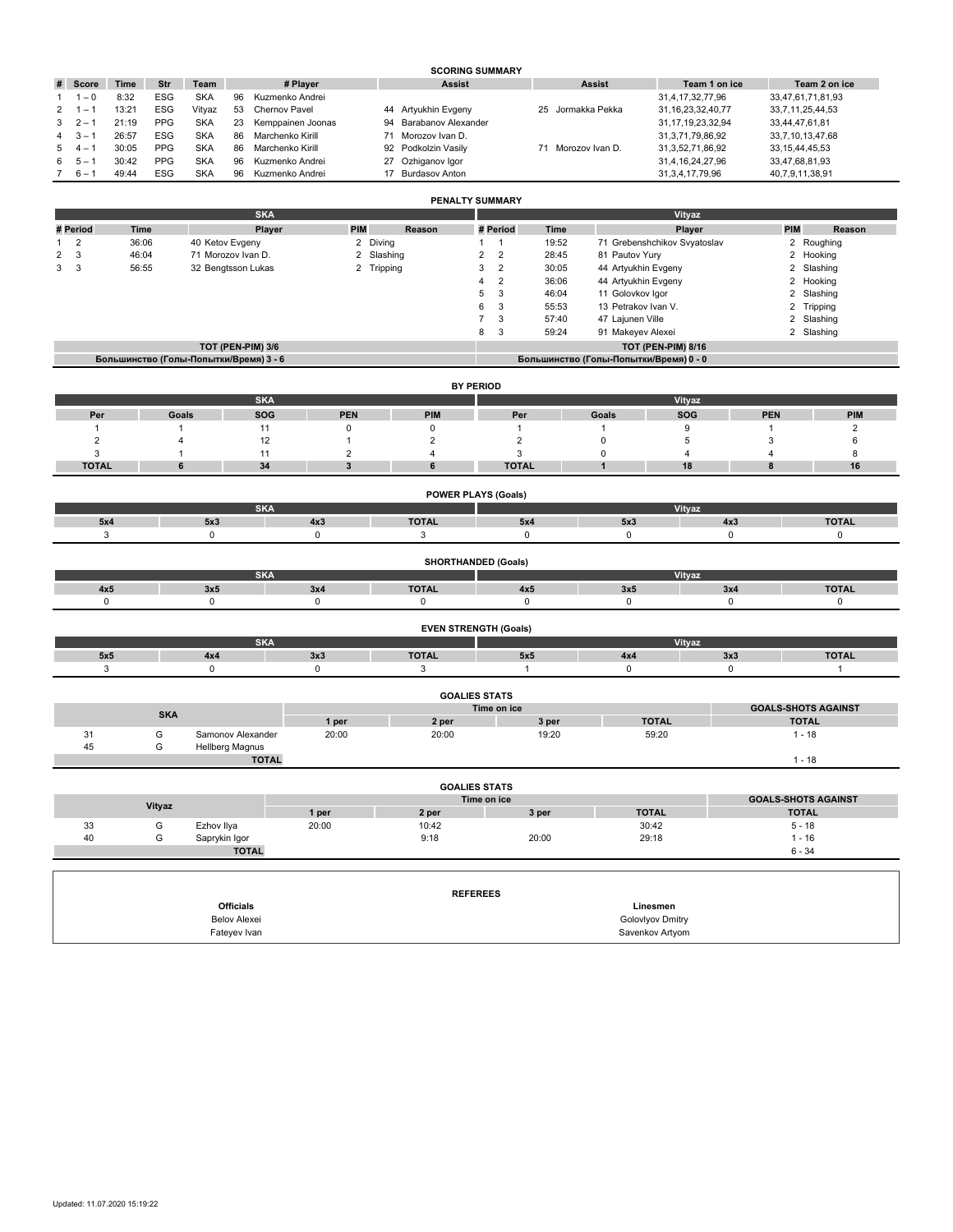## SCORING SUMMARY

| # | Score | Time | Str | Team | # Player | Assist | Assist | Team 1 on ice | Team 2 on ice |
|---|---|---|---|---|---|---|---|---|---|
| 1 | 1 – 0 | 8:32 | ESG | SKA | 96 Kuzmenko Andrei | | | 31,4,17,32,77,96 | 33,47,61,71,81,93 |
| 2 | 1 – 1 | 13:21 | ESG | Vityaz | 53 Chernov Pavel | 44 Artyukhin Evgeny | 25 Jormakka Pekka | 31,16,23,32,40,77 | 33,7,11,25,44,53 |
| 3 | 2 – 1 | 21:19 | PPG | SKA | 23 Kemppainen Joonas | 94 Barabanov Alexander | | 31,17,19,23,32,94 | 33,44,47,61,81 |
| 4 | 3 – 1 | 26:57 | ESG | SKA | 86 Marchenko Kirill | 71 Morozov Ivan D. | | 31,3,71,79,86,92 | 33,7,10,13,47,68 |
| 5 | 4 – 1 | 30:05 | PPG | SKA | 86 Marchenko Kirill | 92 Podkolzin Vasily | 71 Morozov Ivan D. | 31,3,52,71,86,92 | 33,15,44,45,53 |
| 6 | 5 – 1 | 30:42 | PPG | SKA | 96 Kuzmenko Andrei | 27 Ozhiganov Igor | | 31,4,16,24,27,96 | 33,47,68,81,93 |
| 7 | 6 – 1 | 49:44 | ESG | SKA | 96 Kuzmenko Andrei | 17 Burdasov Anton | | 31,3,4,17,79,96 | 40,7,9,11,38,91 |

## PENALTY SUMMARY

| SKA | | | | | | Vityaz | | | | | |
|---|---|---|---|---|---|---|---|---|---|---|---|
| # | Period | Time | Player | PIM | Reason | # | Period | Time | Player | PIM | Reason |
| 1 | 2 | 36:06 | 40 Ketov Evgeny | 2 | Diving | 1 | 1 | 19:52 | 71 Grebenshchikov Svyatoslav | 2 | Roughing |
| 2 | 3 | 46:04 | 71 Morozov Ivan D. | 2 | Slashing | 2 | 2 | 28:45 | 81 Pautov Yury | 2 | Hooking |
| 3 | 3 | 56:55 | 32 Bengtsson Lukas | 2 | Tripping | 3 | 2 | 30:05 | 44 Artyukhin Evgeny | 2 | Slashing |
| | | | | | | 4 | 2 | 36:06 | 44 Artyukhin Evgeny | 2 | Hooking |
| | | | | | | 5 | 3 | 46:04 | 11 Golovkov Igor | 2 | Slashing |
| | | | | | | 6 | 3 | 55:53 | 13 Petrakov Ivan V. | 2 | Tripping |
| | | | | | | 7 | 3 | 57:40 | 47 Lajunen Ville | 2 | Slashing |
| | | | | | | 8 | 3 | 59:24 | 91 Makeyev Alexei | 2 | Slashing |
| TOT (PEN-PIM) 3/6 | | | | | | TOT (PEN-PIM) 8/16 | | | | | |
| Большинство (Голы-Попытки/Время) 3 - 6 | | | | | | Большинство (Голы-Попытки/Время) 0 - 0 | | | | | |

## BY PERIOD

| SKA | | | | | Vityaz | | | | |
|---|---|---|---|---|---|---|---|---|---|
| Per | Goals | SOG | PEN | PIM | Per | Goals | SOG | PEN | PIM |
| 1 | 1 | 11 | 0 | 0 | 1 | 1 | 9 | 1 | 2 |
| 2 | 4 | 12 | 1 | 2 | 2 | 0 | 5 | 3 | 6 |
| 3 | 1 | 11 | 2 | 4 | 3 | 0 | 4 | 4 | 8 |
| TOTAL | 6 | 34 | 3 | 6 | TOTAL | 1 | 18 | 8 | 16 |

## POWER PLAYS (Goals)

| SKA | | | | Vityaz | | | |
|---|---|---|---|---|---|---|---|
| 5x4 | 5x3 | 4x3 | TOTAL | 5x4 | 5x3 | 4x3 | TOTAL |
| 3 | 0 | 0 | 3 | 0 | 0 | 0 | 0 |

## SHORTHANDED (Goals)

| SKA | | | | Vityaz | | | |
|---|---|---|---|---|---|---|---|
| 4x5 | 3x5 | 3x4 | TOTAL | 4x5 | 3x5 | 3x4 | TOTAL |
| 0 | 0 | 0 | 0 | 0 | 0 | 0 | 0 |

## EVEN STRENGTH (Goals)

| SKA | | | | Vityaz | | | |
|---|---|---|---|---|---|---|---|
| 5x5 | 4x4 | 3x3 | TOTAL | 5x5 | 4x4 | 3x3 | TOTAL |
| 3 | 0 | 0 | 3 | 1 | 0 | 0 | 1 |

## GOALIES STATS

| SKA | | | Time on ice | | | | GOALS-SHOTS AGAINST |
|---|---|---|---|---|---|---|---|
| | | | 1 per | 2 per | 3 per | TOTAL | TOTAL |
| 31 | G | Samonov Alexander | 20:00 | 20:00 | 19:20 | 59:20 | 1 - 18 |
| 45 | G | Hellberg Magnus | | | | | |
| | | TOTAL | | | | | 1 - 18 |

## GOALIES STATS

| Vityaz | | | Time on ice | | | | GOALS-SHOTS AGAINST |
|---|---|---|---|---|---|---|---|
| | | | 1 per | 2 per | 3 per | TOTAL | TOTAL |
| 33 | G | Ezhov Ilya | 20:00 | 10:42 | | 30:42 | 5 - 18 |
| 40 | G | Saprykin Igor | | 9:18 | 20:00 | 29:18 | 1 - 16 |
| | | TOTAL | | | | | 6 - 34 |

## REFEREES

| Officials | Linesmen |
|---|---|
| Belov Alexei | Golovlyov Dmitry |
| Fateyev Ivan | Savenkov Artyom |

Updated: 11.07.2020 15:19:22